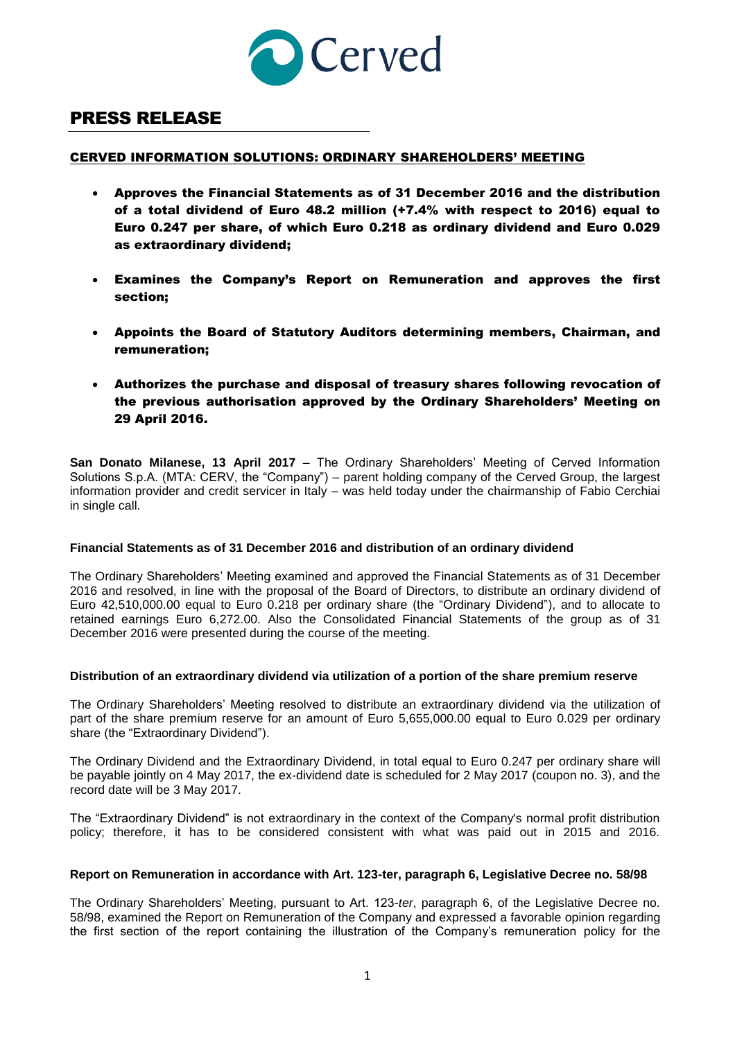Cerved

# PRESS RELEASE

## CERVED INFORMATION SOLUTIONS: ORDINARY SHAREHOLDERS' MEETING

- **Approves the Financial Statements as of 31 December 2016 and the distribution of a total dividend of Euro 48.2 million (+7.4% with respect to 2016) equal to Euro 0.247 per share, of which Euro 0.218 as ordinary dividend and Euro 0.029 as extraordinary dividend;**
- **Examines the Company's Report on Remuneration and approves the first section;**
- **Appoints the Board of Statutory Auditors determining members, Chairman, and remuneration;**
- **Authorizes the purchase and disposal of treasury shares following revocation of the previous authorisation approved by the Ordinary Shareholders' Meeting on 29 April 2016.**

**San Donato Milanese, 13 April 2017** – The Ordinary Shareholders' Meeting of Cerved Information Solutions S.p.A. (MTA: CERV, the "Company") – parent holding company of the Cerved Group, the largest information provider and credit servicer in Italy – was held today under the chairmanship of Fabio Cerchiai in single call.

**Financial Statements as of 31 December 2016 and distribution of an ordinary dividend**

The Ordinary Shareholders' Meeting examined and approved the Financial Statements as of 31 December 2016 and resolved, in line with the proposal of the Board of Directors, to distribute an ordinary dividend of Euro 42,510,000.00 equal to Euro 0.218 per ordinary share (the "Ordinary Dividend"), and to allocate to retained earnings Euro 6,272.00. Also the Consolidated Financial Statements of the group as of 31 December 2016 were presented during the course of the meeting.

**Distribution of an extraordinary dividend via utilization of a portion of the share premium reserve**

The Ordinary Shareholders' Meeting resolved to distribute an extraordinary dividend via the utilization of part of the share premium reserve for an amount of Euro 5,655,000.00 equal to Euro 0.029 per ordinary share (the "Extraordinary Dividend").

The Ordinary Dividend and the Extraordinary Dividend, in total equal to Euro 0.247 per ordinary share will be payable jointly on 4 May 2017, the ex-dividend date is scheduled for 2 May 2017 (coupon no. 3), and the record date will be 3 May 2017.

The "Extraordinary Dividend" is not extraordinary in the context of the Company's normal profit distribution policy; therefore, it has to be considered consistent with what was paid out in 2015 and 2016.

**Report on Remuneration in accordance with Art. 123-ter, paragraph 6, Legislative Decree no. 58/98**

The Ordinary Shareholders' Meeting, pursuant to Art. 123-*ter*, paragraph 6, of the Legislative Decree no. 58/98, examined the Report on Remuneration of the Company and expressed a favorable opinion regarding the first section of the report containing the illustration of the Company's remuneration policy for the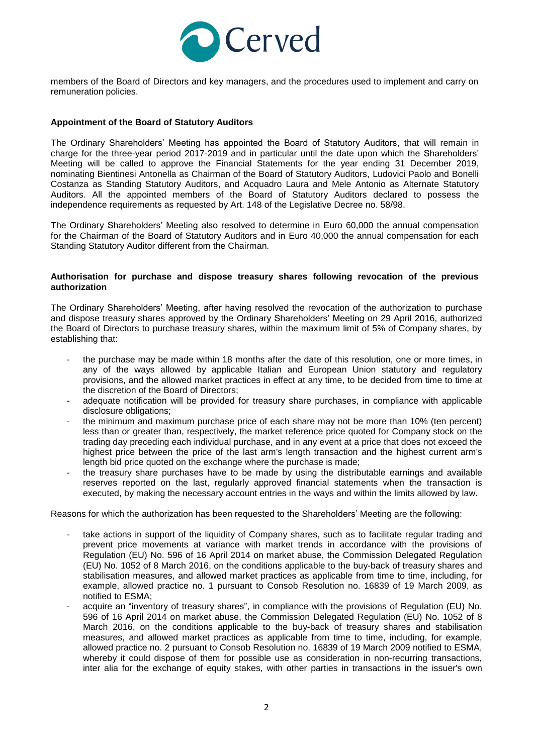members of the Board of Directors and key managers, and the procedures used to implement and carry on remuneration policies.

**Appointment of the Board of Statutory Auditors**

The Ordinary Shareholders' Meeting has appointed the Board of Statutory Auditors, that will remain in charge for the three-year period 2017-2019 and in particular until the date upon which the Shareholders' Meeting will be called to approve the Financial Statements for the year ending 31 December 2019, nominating Bientinesi Antonella as Chairman of the Board of Statutory Auditors, Ludovici Paolo and Bonelli Costanza as Standing Statutory Auditors, and Acquadro Laura and Mele Antonio as Alternate Statutory Auditors. All the appointed members of the Board of Statutory Auditors declared to possess the independence requirements as requested by Art. 148 of the Legislative Decree no. 58/98.

The Ordinary Shareholders' Meeting also resolved to determine in Euro 60,000 the annual compensation for the Chairman of the Board of Statutory Auditors and in Euro 40,000 the annual compensation for each Standing Statutory Auditor different from the Chairman.

**Authorisation for purchase and dispose treasury shares following revocation of the previous authorization**

The Ordinary Shareholders' Meeting, after having resolved the revocation of the authorization to purchase and dispose treasury shares approved by the Ordinary Shareholders' Meeting on 29 April 2016, authorized the Board of Directors to purchase treasury shares, within the maximum limit of 5% of Company shares, by establishing that:

- the purchase may be made within 18 months after the date of this resolution, one or more times, in any of the ways allowed by applicable Italian and European Union statutory and regulatory provisions, and the allowed market practices in effect at any time, to be decided from time to time at the discretion of the Board of Directors;
- adequate notification will be provided for treasury share purchases, in compliance with applicable disclosure obligations;
- the minimum and maximum purchase price of each share may not be more than 10% (ten percent) less than or greater than, respectively, the market reference price quoted for Company stock on the trading day preceding each individual purchase, and in any event at a price that does not exceed the highest price between the price of the last arm's length transaction and the highest current arm's length bid price quoted on the exchange where the purchase is made;
- the treasury share purchases have to be made by using the distributable earnings and available reserves reported on the last, regularly approved financial statements when the transaction is executed, by making the necessary account entries in the ways and within the limits allowed by law.

Reasons for which the authorization has been requested to the Shareholders' Meeting are the following:

- take actions in support of the liquidity of Company shares, such as to facilitate regular trading and prevent price movements at variance with market trends in accordance with the provisions of Regulation (EU) No. 596 of 16 April 2014 on market abuse, the Commission Delegated Regulation (EU) No. 1052 of 8 March 2016, on the conditions applicable to the buy-back of treasury shares and stabilisation measures, and allowed market practices as applicable from time to time, including, for example, allowed practice no. 1 pursuant to Consob Resolution no. 16839 of 19 March 2009, as notified to ESMA;
- acquire an "inventory of treasury shares", in compliance with the provisions of Regulation (EU) No. 596 of 16 April 2014 on market abuse, the Commission Delegated Regulation (EU) No. 1052 of 8 March 2016, on the conditions applicable to the buy-back of treasury shares and stabilisation measures, and allowed market practices as applicable from time to time, including, for example, allowed practice no. 2 pursuant to Consob Resolution no. 16839 of 19 March 2009 notified to ESMA, whereby it could dispose of them for possible use as consideration in non-recurring transactions, inter alia for the exchange of equity stakes, with other parties in transactions in the issuer's own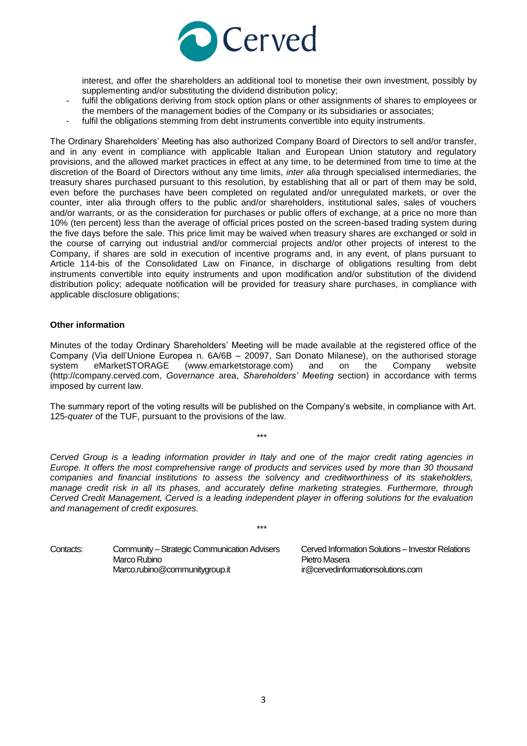interest, and offer the shareholders an additional tool to monetise their own investment, possibly by supplementing and/or substituting the dividend distribution policy;

- fulfil the obligations deriving from stock option plans or other assignments of shares to employees or the members of the management bodies of the Company or its subsidiaries or associates;
- fulfil the obligations stemming from debt instruments convertible into equity instruments.

The Ordinary Shareholders' Meeting has also authorized Company Board of Directors to sell and/or transfer, and in any event in compliance with applicable Italian and European Union statutory and regulatory provisions, and the allowed market practices in effect at any time, to be determined from time to time at the discretion of the Board of Directors without any time limits, *inter alia* through specialised intermediaries, the treasury shares purchased pursuant to this resolution, by establishing that all or part of them may be sold, even before the purchases have been completed on regulated and/or unregulated markets, or over the counter, inter alia through offers to the public and/or shareholders, institutional sales, sales of vouchers and/or warrants, or as the consideration for purchases or public offers of exchange, at a price no more than 10% (ten percent) less than the average of official prices posted on the screen-based trading system during the five days before the sale. This price limit may be waived when treasury shares are exchanged or sold in the course of carrying out industrial and/or commercial projects and/or other projects of interest to the Company, if shares are sold in execution of incentive programs and, in any event, of plans pursuant to Article 114-bis of the Consolidated Law on Finance, in discharge of obligations resulting from debt instruments convertible into equity instruments and upon modification and/or substitution of the dividend distribution policy; adequate notification will be provided for treasury share purchases, in compliance with applicable disclosure obligations;

**Other information**

Minutes of the today Ordinary Shareholders' Meeting will be made available at the registered office of the Company (Via dell'Unione Europea n. 6A/6B – 20097, San Donato Milanese), on the authorised storage system eMarketSTORAGE (www.emarketstorage.com) and on the Company website (http://company.cerved.com, *Governance* area, *Shareholders' Meeting* section) in accordance with terms imposed by current law.

The summary report of the voting results will be published on the Company's website, in compliance with Art. 125-*quater* of the TUF, pursuant to the provisions of the law.

\*\*\*

*Cerved Group is a leading information provider in Italy and one of the major credit rating agencies in Europe. It offers the most comprehensive range of products and services used by more than 30 thousand companies and financial institutions to assess the solvency and creditworthiness of its stakeholders, manage credit risk in all its phases, and accurately define marketing strategies. Furthermore, through Cerved Credit Management, Cerved is a leading independent player in offering solutions for the evaluation and management of credit exposures.*

\*\*\*

Contacts:

Community – Strategic Communication Advisers
Marco Rubino
Marco.rubino@communitygroup.it

Cerved Information Solutions – Investor Relations
Pietro Masera
ir@cervedinformationsolutions.com